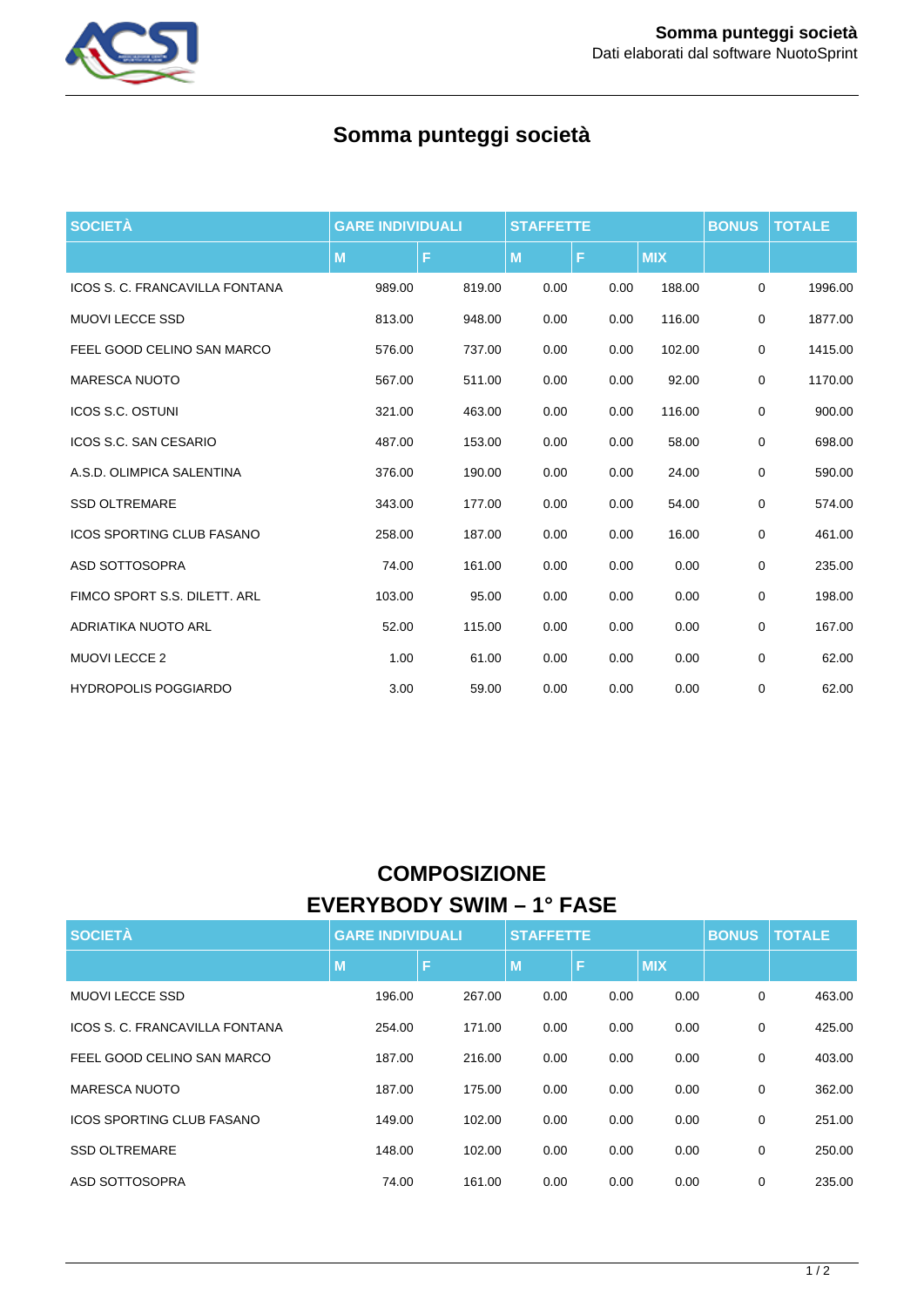# Somma punteggi società

| SOCIETÀ | GARE INDIVIDUALI | | STAFFETTE | | | BONUS | TOTALE |
|---|---|---|---|---|---|---|---|
| | M | F | M | F | MIX | | |
| ICOS S. C. FRANCAVILLA FONTANA | 989.00 | 819.00 | 0.00 | 0.00 | 188.00 | 0 | 1996.00 |
| MUOVI LECCE SSD | 813.00 | 948.00 | 0.00 | 0.00 | 116.00 | 0 | 1877.00 |
| FEEL GOOD CELINO SAN MARCO | 576.00 | 737.00 | 0.00 | 0.00 | 102.00 | 0 | 1415.00 |
| MARESCA NUOTO | 567.00 | 511.00 | 0.00 | 0.00 | 92.00 | 0 | 1170.00 |
| ICOS S.C. OSTUNI | 321.00 | 463.00 | 0.00 | 0.00 | 116.00 | 0 | 900.00 |
| ICOS S.C. SAN CESARIO | 487.00 | 153.00 | 0.00 | 0.00 | 58.00 | 0 | 698.00 |
| A.S.D. OLIMPICA SALENTINA | 376.00 | 190.00 | 0.00 | 0.00 | 24.00 | 0 | 590.00 |
| SSD OLTREMARE | 343.00 | 177.00 | 0.00 | 0.00 | 54.00 | 0 | 574.00 |
| ICOS SPORTING CLUB FASANO | 258.00 | 187.00 | 0.00 | 0.00 | 16.00 | 0 | 461.00 |
| ASD SOTTOSOPRA | 74.00 | 161.00 | 0.00 | 0.00 | 0.00 | 0 | 235.00 |
| FIMCO SPORT S.S. DILETT. ARL | 103.00 | 95.00 | 0.00 | 0.00 | 0.00 | 0 | 198.00 |
| ADRIATIKA NUOTO ARL | 52.00 | 115.00 | 0.00 | 0.00 | 0.00 | 0 | 167.00 |
| MUOVI LECCE 2 | 1.00 | 61.00 | 0.00 | 0.00 | 0.00 | 0 | 62.00 |
| HYDROPOLIS POGGIARDO | 3.00 | 59.00 | 0.00 | 0.00 | 0.00 | 0 | 62.00 |

## COMPOSIZIONE
## EVERYBODY SWIM – 1° FASE

| SOCIETÀ | GARE INDIVIDUALI | | STAFFETTE | | | BONUS | TOTALE |
|---|---|---|---|---|---|---|---|
| | M | F | M | F | MIX | | |
| MUOVI LECCE SSD | 196.00 | 267.00 | 0.00 | 0.00 | 0.00 | 0 | 463.00 |
| ICOS S. C. FRANCAVILLA FONTANA | 254.00 | 171.00 | 0.00 | 0.00 | 0.00 | 0 | 425.00 |
| FEEL GOOD CELINO SAN MARCO | 187.00 | 216.00 | 0.00 | 0.00 | 0.00 | 0 | 403.00 |
| MARESCA NUOTO | 187.00 | 175.00 | 0.00 | 0.00 | 0.00 | 0 | 362.00 |
| ICOS SPORTING CLUB FASANO | 149.00 | 102.00 | 0.00 | 0.00 | 0.00 | 0 | 251.00 |
| SSD OLTREMARE | 148.00 | 102.00 | 0.00 | 0.00 | 0.00 | 0 | 250.00 |
| ASD SOTTOSOPRA | 74.00 | 161.00 | 0.00 | 0.00 | 0.00 | 0 | 235.00 |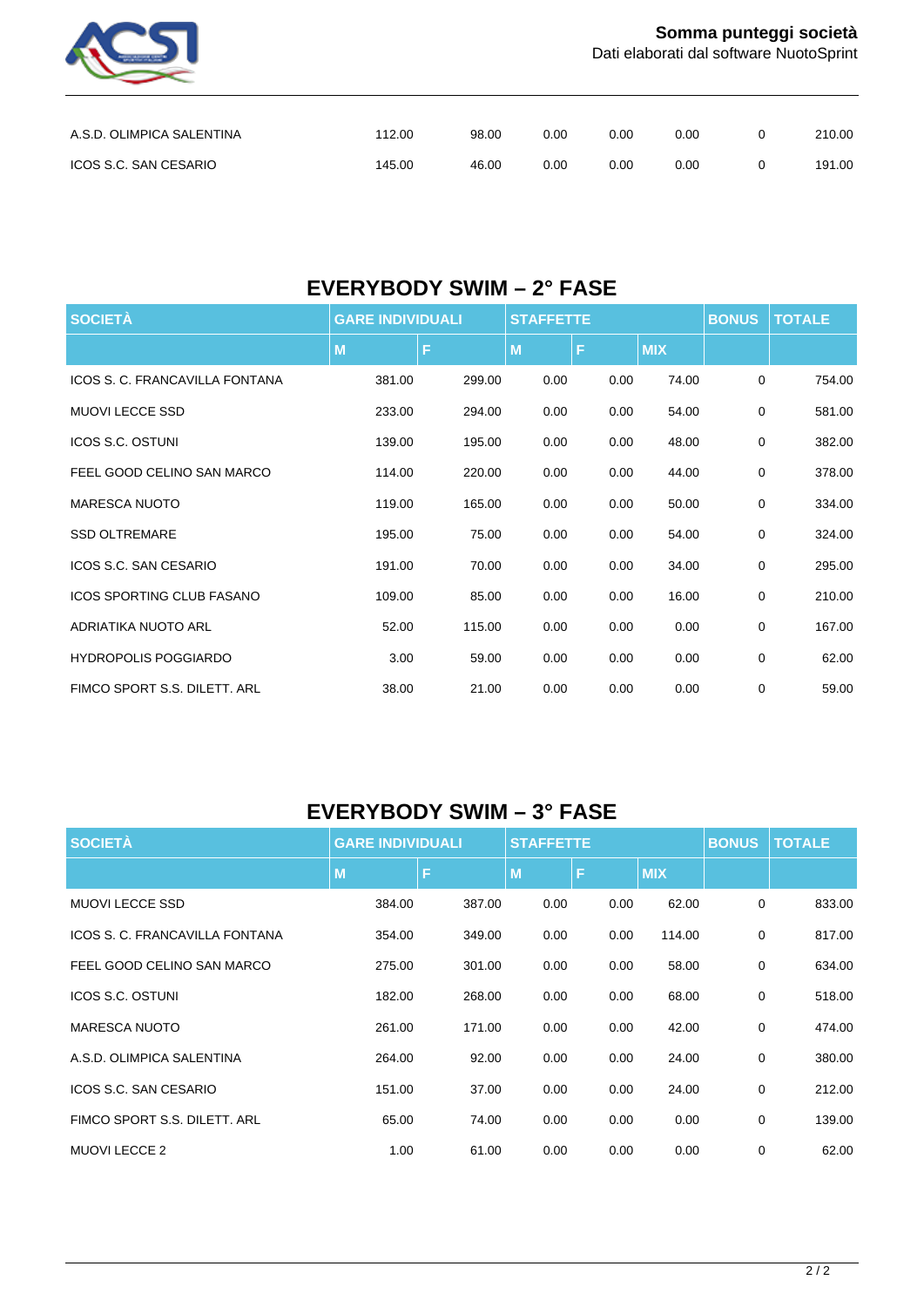| | | | | | | | |
|---|---|---|---|---|---|---|---|
| A.S.D. OLIMPICA SALENTINA | 112.00 | 98.00 | 0.00 | 0.00 | 0.00 | 0 | 210.00 |
| ICOS S.C. SAN CESARIO | 145.00 | 46.00 | 0.00 | 0.00 | 0.00 | 0 | 191.00 |

## EVERYBODY SWIM – 2° FASE

| SOCIETÀ | GARE INDIVIDUALI | | STAFFETTE | | | BONUS | TOTALE |
|---|---|---|---|---|---|---|---|
| | M | F | M | F | MIX | | |
| ICOS S. C. FRANCAVILLA FONTANA | 381.00 | 299.00 | 0.00 | 0.00 | 74.00 | 0 | 754.00 |
| MUOVI LECCE SSD | 233.00 | 294.00 | 0.00 | 0.00 | 54.00 | 0 | 581.00 |
| ICOS S.C. OSTUNI | 139.00 | 195.00 | 0.00 | 0.00 | 48.00 | 0 | 382.00 |
| FEEL GOOD CELINO SAN MARCO | 114.00 | 220.00 | 0.00 | 0.00 | 44.00 | 0 | 378.00 |
| MARESCA NUOTO | 119.00 | 165.00 | 0.00 | 0.00 | 50.00 | 0 | 334.00 |
| SSD OLTREMARE | 195.00 | 75.00 | 0.00 | 0.00 | 54.00 | 0 | 324.00 |
| ICOS S.C. SAN CESARIO | 191.00 | 70.00 | 0.00 | 0.00 | 34.00 | 0 | 295.00 |
| ICOS SPORTING CLUB FASANO | 109.00 | 85.00 | 0.00 | 0.00 | 16.00 | 0 | 210.00 |
| ADRIATIKA NUOTO ARL | 52.00 | 115.00 | 0.00 | 0.00 | 0.00 | 0 | 167.00 |
| HYDROPOLIS POGGIARDO | 3.00 | 59.00 | 0.00 | 0.00 | 0.00 | 0 | 62.00 |
| FIMCO SPORT S.S. DILETT. ARL | 38.00 | 21.00 | 0.00 | 0.00 | 0.00 | 0 | 59.00 |

## EVERYBODY SWIM – 3° FASE

| SOCIETÀ | GARE INDIVIDUALI | | STAFFETTE | | | BONUS | TOTALE |
|---|---|---|---|---|---|---|---|
| | M | F | M | F | MIX | | |
| MUOVI LECCE SSD | 384.00 | 387.00 | 0.00 | 0.00 | 62.00 | 0 | 833.00 |
| ICOS S. C. FRANCAVILLA FONTANA | 354.00 | 349.00 | 0.00 | 0.00 | 114.00 | 0 | 817.00 |
| FEEL GOOD CELINO SAN MARCO | 275.00 | 301.00 | 0.00 | 0.00 | 58.00 | 0 | 634.00 |
| ICOS S.C. OSTUNI | 182.00 | 268.00 | 0.00 | 0.00 | 68.00 | 0 | 518.00 |
| MARESCA NUOTO | 261.00 | 171.00 | 0.00 | 0.00 | 42.00 | 0 | 474.00 |
| A.S.D. OLIMPICA SALENTINA | 264.00 | 92.00 | 0.00 | 0.00 | 24.00 | 0 | 380.00 |
| ICOS S.C. SAN CESARIO | 151.00 | 37.00 | 0.00 | 0.00 | 24.00 | 0 | 212.00 |
| FIMCO SPORT S.S. DILETT. ARL | 65.00 | 74.00 | 0.00 | 0.00 | 0.00 | 0 | 139.00 |
| MUOVI LECCE 2 | 1.00 | 61.00 | 0.00 | 0.00 | 0.00 | 0 | 62.00 |